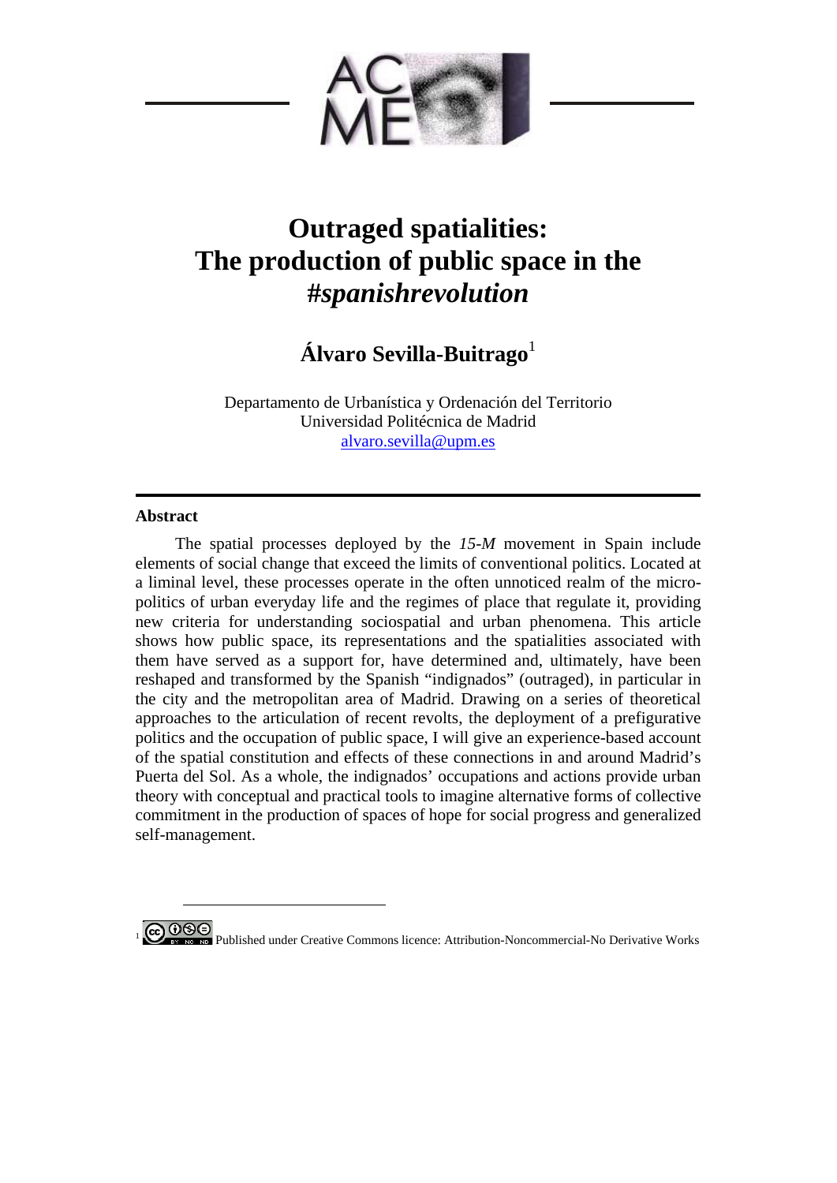# Outraged spatialities: The production of public space in the *#spanishrevolution*

**Álvaro Sevilla-Buitrago**[1]

Departamento de Urbanística y Ordenación del Territorio
Universidad Politécnica de Madrid
alvaro.sevilla@upm.es

## Abstract

The spatial processes deployed by the *15-M* movement in Spain include elements of social change that exceed the limits of conventional politics. Located at a liminal level, these processes operate in the often unnoticed realm of the micro-politics of urban everyday life and the regimes of place that regulate it, providing new criteria for understanding sociospatial and urban phenomena. This article shows how public space, its representations and the spatialities associated with them have served as a support for, have determined and, ultimately, have been reshaped and transformed by the Spanish "indignados" (outraged), in particular in the city and the metropolitan area of Madrid. Drawing on a series of theoretical approaches to the articulation of recent revolts, the deployment of a prefigurative politics and the occupation of public space, I will give an experience-based account of the spatial constitution and effects of these connections in and around Madrid's Puerta del Sol. As a whole, the indignados' occupations and actions provide urban theory with conceptual and practical tools to imagine alternative forms of collective commitment in the production of spaces of hope for social progress and generalized self-management.

---

[1] Published under Creative Commons licence: Attribution-Noncommercial-No Derivative Works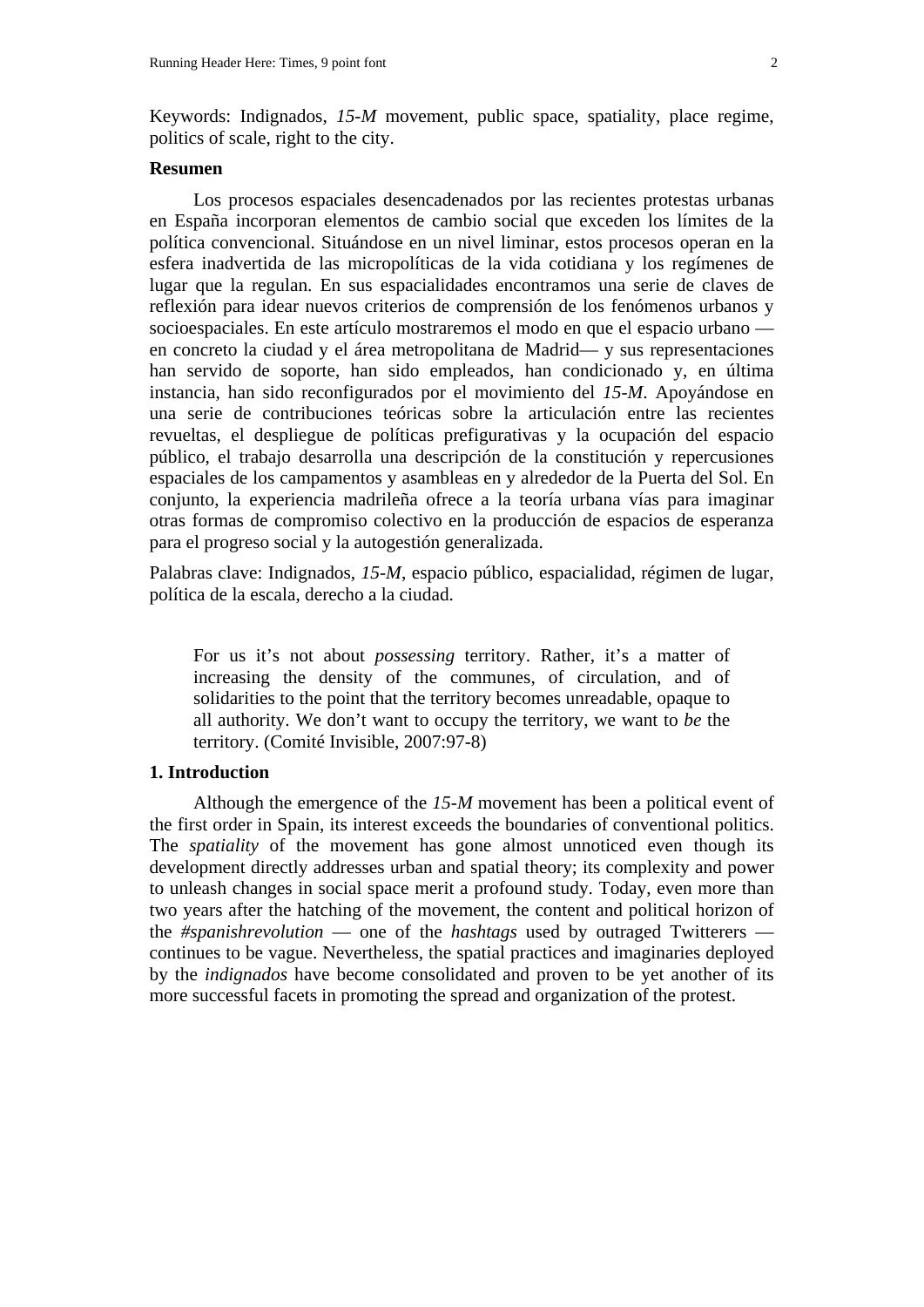Keywords: Indignados, *15-M* movement, public space, spatiality, place regime, politics of scale, right to the city.

**Resumen**

Los procesos espaciales desencadenados por las recientes protestas urbanas en España incorporan elementos de cambio social que exceden los límites de la política convencional. Situándose en un nivel liminar, estos procesos operan en la esfera inadvertida de las micropolíticas de la vida cotidiana y los regímenes de lugar que la regulan. En sus espacialidades encontramos una serie de claves de reflexión para idear nuevos criterios de comprensión de los fenómenos urbanos y socioespaciales. En este artículo mostraremos el modo en que el espacio urbano — en concreto la ciudad y el área metropolitana de Madrid— y sus representaciones han servido de soporte, han sido empleados, han condicionado y, en última instancia, han sido reconfigurados por el movimiento del *15-M*. Apoyándose en una serie de contribuciones teóricas sobre la articulación entre las recientes revueltas, el despliegue de políticas prefigurativas y la ocupación del espacio público, el trabajo desarrolla una descripción de la constitución y repercusiones espaciales de los campamentos y asambleas en y alrededor de la Puerta del Sol. En conjunto, la experiencia madrileña ofrece a la teoría urbana vías para imaginar otras formas de compromiso colectivo en la producción de espacios de esperanza para el progreso social y la autogestión generalizada.

Palabras clave: Indignados, *15-M*, espacio público, espacialidad, régimen de lugar, política de la escala, derecho a la ciudad.

> For us it's not about *possessing* territory. Rather, it's a matter of increasing the density of the communes, of circulation, and of solidarities to the point that the territory becomes unreadable, opaque to all authority. We don't want to occupy the territory, we want to *be* the territory. (Comité Invisible, 2007:97-8)

**1. Introduction**

Although the emergence of the *15-M* movement has been a political event of the first order in Spain, its interest exceeds the boundaries of conventional politics. The *spatiality* of the movement has gone almost unnoticed even though its development directly addresses urban and spatial theory; its complexity and power to unleash changes in social space merit a profound study. Today, even more than two years after the hatching of the movement, the content and political horizon of the *#spanishrevolution* — one of the *hashtags* used by outraged Twitterers — continues to be vague. Nevertheless, the spatial practices and imaginaries deployed by the *indignados* have become consolidated and proven to be yet another of its more successful facets in promoting the spread and organization of the protest.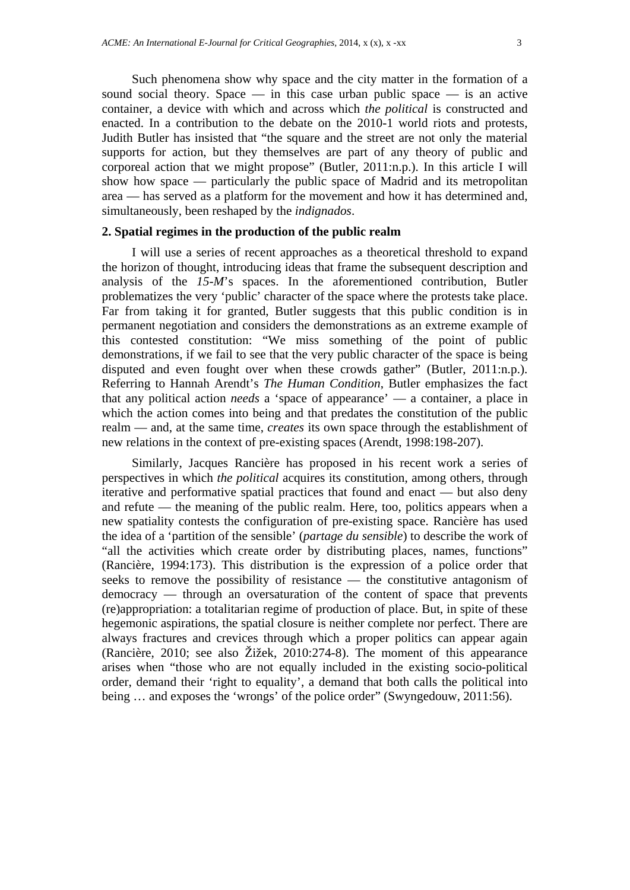Such phenomena show why space and the city matter in the formation of a sound social theory. Space — in this case urban public space — is an active container, a device with which and across which *the political* is constructed and enacted. In a contribution to the debate on the 2010-1 world riots and protests, Judith Butler has insisted that "the square and the street are not only the material supports for action, but they themselves are part of any theory of public and corporeal action that we might propose" (Butler, 2011:n.p.). In this article I will show how space — particularly the public space of Madrid and its metropolitan area — has served as a platform for the movement and how it has determined and, simultaneously, been reshaped by the *indignados*.

## 2. Spatial regimes in the production of the public realm

I will use a series of recent approaches as a theoretical threshold to expand the horizon of thought, introducing ideas that frame the subsequent description and analysis of the *15-M*'s spaces. In the aforementioned contribution, Butler problematizes the very 'public' character of the space where the protests take place. Far from taking it for granted, Butler suggests that this public condition is in permanent negotiation and considers the demonstrations as an extreme example of this contested constitution: "We miss something of the point of public demonstrations, if we fail to see that the very public character of the space is being disputed and even fought over when these crowds gather" (Butler, 2011:n.p.). Referring to Hannah Arendt's *The Human Condition*, Butler emphasizes the fact that any political action *needs* a 'space of appearance' — a container, a place in which the action comes into being and that predates the constitution of the public realm — and, at the same time, *creates* its own space through the establishment of new relations in the context of pre-existing spaces (Arendt, 1998:198-207).

Similarly, Jacques Rancière has proposed in his recent work a series of perspectives in which *the political* acquires its constitution, among others, through iterative and performative spatial practices that found and enact — but also deny and refute — the meaning of the public realm. Here, too, politics appears when a new spatiality contests the configuration of pre-existing space. Rancière has used the idea of a 'partition of the sensible' (*partage du sensible*) to describe the work of "all the activities which create order by distributing places, names, functions" (Rancière, 1994:173). This distribution is the expression of a police order that seeks to remove the possibility of resistance — the constitutive antagonism of democracy — through an oversaturation of the content of space that prevents (re)appropriation: a totalitarian regime of production of place. But, in spite of these hegemonic aspirations, the spatial closure is neither complete nor perfect. There are always fractures and crevices through which a proper politics can appear again (Rancière, 2010; see also Žižek, 2010:274-8). The moment of this appearance arises when "those who are not equally included in the existing socio-political order, demand their 'right to equality', a demand that both calls the political into being … and exposes the 'wrongs' of the police order" (Swyngedouw, 2011:56).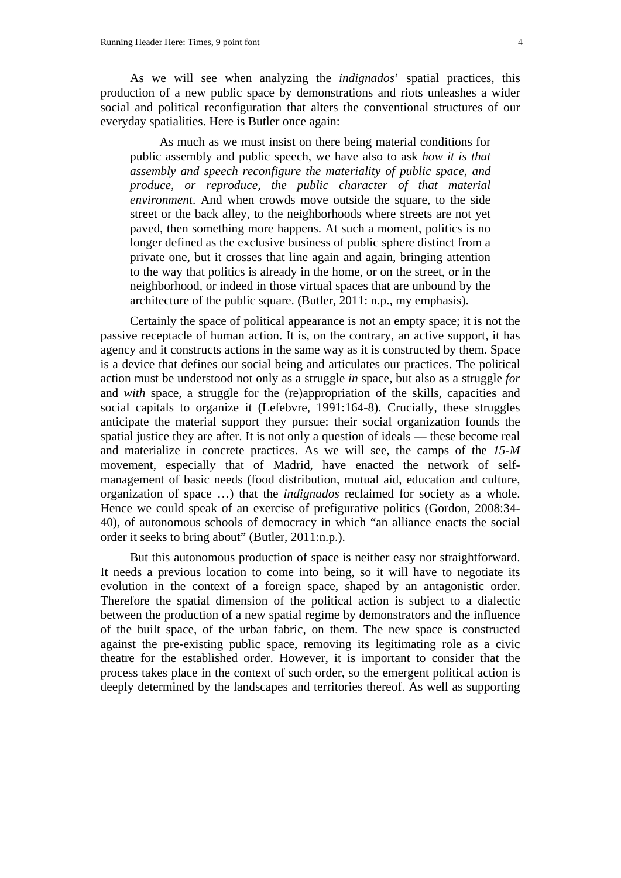As we will see when analyzing the *indignados*' spatial practices, this production of a new public space by demonstrations and riots unleashes a wider social and political reconfiguration that alters the conventional structures of our everyday spatialities. Here is Butler once again:

> As much as we must insist on there being material conditions for public assembly and public speech, we have also to ask *how it is that assembly and speech reconfigure the materiality of public space, and produce, or reproduce, the public character of that material environment*. And when crowds move outside the square, to the side street or the back alley, to the neighborhoods where streets are not yet paved, then something more happens. At such a moment, politics is no longer defined as the exclusive business of public sphere distinct from a private one, but it crosses that line again and again, bringing attention to the way that politics is already in the home, or on the street, or in the neighborhood, or indeed in those virtual spaces that are unbound by the architecture of the public square. (Butler, 2011: n.p., my emphasis).

Certainly the space of political appearance is not an empty space; it is not the passive receptacle of human action. It is, on the contrary, an active support, it has agency and it constructs actions in the same way as it is constructed by them. Space is a device that defines our social being and articulates our practices. The political action must be understood not only as a struggle *in* space, but also as a struggle *for* and *with* space, a struggle for the (re)appropriation of the skills, capacities and social capitals to organize it (Lefebvre, 1991:164-8). Crucially, these struggles anticipate the material support they pursue: their social organization founds the spatial justice they are after. It is not only a question of ideals — these become real and materialize in concrete practices. As we will see, the camps of the *15-M* movement, especially that of Madrid, have enacted the network of self-management of basic needs (food distribution, mutual aid, education and culture, organization of space …) that the *indignados* reclaimed for society as a whole. Hence we could speak of an exercise of prefigurative politics (Gordon, 2008:34-40), of autonomous schools of democracy in which "an alliance enacts the social order it seeks to bring about" (Butler, 2011:n.p.).

But this autonomous production of space is neither easy nor straightforward. It needs a previous location to come into being, so it will have to negotiate its evolution in the context of a foreign space, shaped by an antagonistic order. Therefore the spatial dimension of the political action is subject to a dialectic between the production of a new spatial regime by demonstrators and the influence of the built space, of the urban fabric, on them. The new space is constructed against the pre-existing public space, removing its legitimating role as a civic theatre for the established order. However, it is important to consider that the process takes place in the context of such order, so the emergent political action is deeply determined by the landscapes and territories thereof. As well as supporting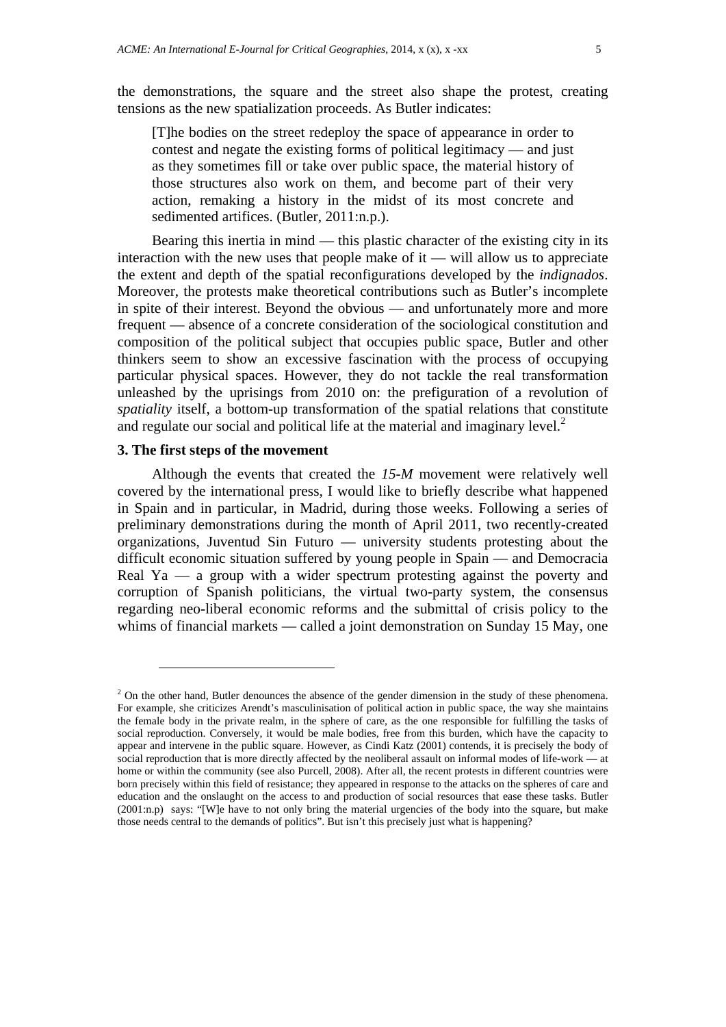the demonstrations, the square and the street also shape the protest, creating tensions as the new spatialization proceeds. As Butler indicates:

> [T]he bodies on the street redeploy the space of appearance in order to contest and negate the existing forms of political legitimacy — and just as they sometimes fill or take over public space, the material history of those structures also work on them, and become part of their very action, remaking a history in the midst of its most concrete and sedimented artifices. (Butler, 2011:n.p.).

Bearing this inertia in mind — this plastic character of the existing city in its interaction with the new uses that people make of it — will allow us to appreciate the extent and depth of the spatial reconfigurations developed by the *indignados*. Moreover, the protests make theoretical contributions such as Butler's incomplete in spite of their interest. Beyond the obvious — and unfortunately more and more frequent — absence of a concrete consideration of the sociological constitution and composition of the political subject that occupies public space, Butler and other thinkers seem to show an excessive fascination with the process of occupying particular physical spaces. However, they do not tackle the real transformation unleashed by the uprisings from 2010 on: the prefiguration of a revolution of *spatiality* itself, a bottom-up transformation of the spatial relations that constitute and regulate our social and political life at the material and imaginary level.[2]

### 3. The first steps of the movement

Although the events that created the *15-M* movement were relatively well covered by the international press, I would like to briefly describe what happened in Spain and in particular, in Madrid, during those weeks. Following a series of preliminary demonstrations during the month of April 2011, two recently-created organizations, Juventud Sin Futuro — university students protesting about the difficult economic situation suffered by young people in Spain — and Democracia Real Ya — a group with a wider spectrum protesting against the poverty and corruption of Spanish politicians, the virtual two-party system, the consensus regarding neo-liberal economic reforms and the submittal of crisis policy to the whims of financial markets — called a joint demonstration on Sunday 15 May, one

---

[2] On the other hand, Butler denounces the absence of the gender dimension in the study of these phenomena. For example, she criticizes Arendt's masculinisation of political action in public space, the way she maintains the female body in the private realm, in the sphere of care, as the one responsible for fulfilling the tasks of social reproduction. Conversely, it would be male bodies, free from this burden, which have the capacity to appear and intervene in the public square. However, as Cindi Katz (2001) contends, it is precisely the body of social reproduction that is more directly affected by the neoliberal assault on informal modes of life-work — at home or within the community (see also Purcell, 2008). After all, the recent protests in different countries were born precisely within this field of resistance; they appeared in response to the attacks on the spheres of care and education and the onslaught on the access to and production of social resources that ease these tasks. Butler (2001:n.p) says: "[W]e have to not only bring the material urgencies of the body into the square, but make those needs central to the demands of politics". But isn't this precisely just what is happening?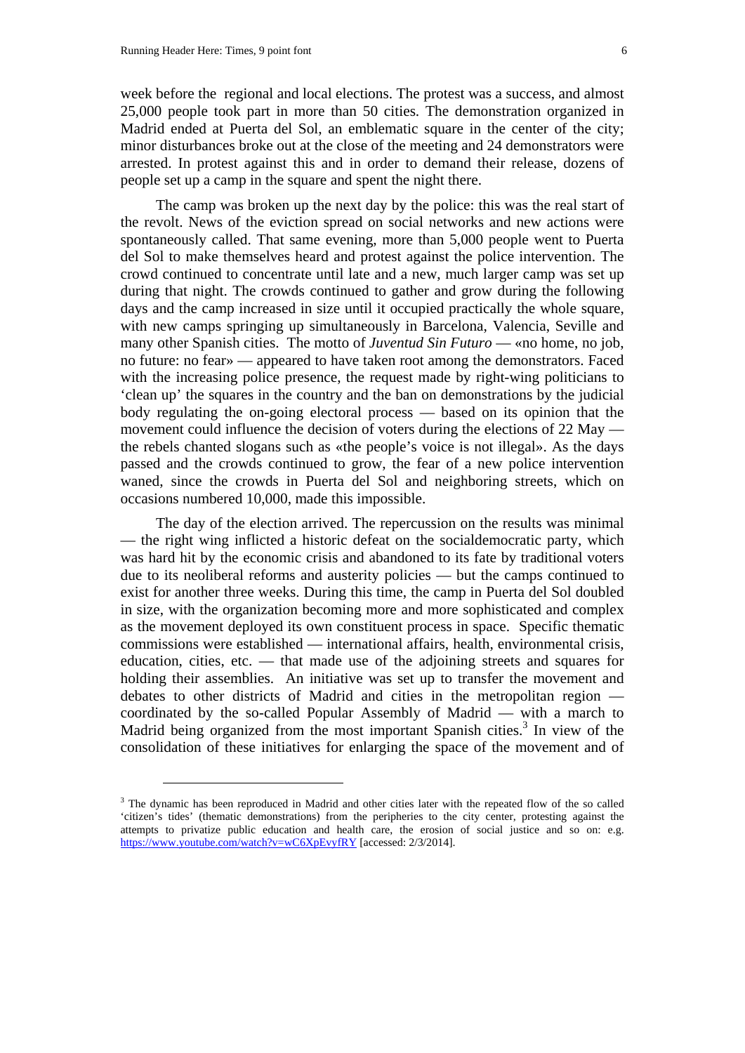week before the  regional and local elections. The protest was a success, and almost 25,000 people took part in more than 50 cities. The demonstration organized in Madrid ended at Puerta del Sol, an emblematic square in the center of the city; minor disturbances broke out at the close of the meeting and 24 demonstrators were arrested. In protest against this and in order to demand their release, dozens of people set up a camp in the square and spent the night there.

The camp was broken up the next day by the police: this was the real start of the revolt. News of the eviction spread on social networks and new actions were spontaneously called. That same evening, more than 5,000 people went to Puerta del Sol to make themselves heard and protest against the police intervention. The crowd continued to concentrate until late and a new, much larger camp was set up during that night. The crowds continued to gather and grow during the following days and the camp increased in size until it occupied practically the whole square, with new camps springing up simultaneously in Barcelona, Valencia, Seville and many other Spanish cities.  The motto of *Juventud Sin Futuro* — «no home, no job, no future: no fear» — appeared to have taken root among the demonstrators. Faced with the increasing police presence, the request made by right-wing politicians to 'clean up' the squares in the country and the ban on demonstrations by the judicial body regulating the on-going electoral process — based on its opinion that the movement could influence the decision of voters during the elections of 22 May — the rebels chanted slogans such as «the people's voice is not illegal». As the days passed and the crowds continued to grow, the fear of a new police intervention waned, since the crowds in Puerta del Sol and neighboring streets, which on occasions numbered 10,000, made this impossible.

The day of the election arrived. The repercussion on the results was minimal — the right wing inflicted a historic defeat on the socialdemocratic party, which was hard hit by the economic crisis and abandoned to its fate by traditional voters due to its neoliberal reforms and austerity policies — but the camps continued to exist for another three weeks. During this time, the camp in Puerta del Sol doubled in size, with the organization becoming more and more sophisticated and complex as the movement deployed its own constituent process in space.  Specific thematic commissions were established — international affairs, health, environmental crisis, education, cities, etc. — that made use of the adjoining streets and squares for holding their assemblies.  An initiative was set up to transfer the movement and debates to other districts of Madrid and cities in the metropolitan region — coordinated by the so-called Popular Assembly of Madrid — with a march to Madrid being organized from the most important Spanish cities.[3] In view of the consolidation of these initiatives for enlarging the space of the movement and of

[3] The dynamic has been reproduced in Madrid and other cities later with the repeated flow of the so called 'citizen's tides' (thematic demonstrations) from the peripheries to the city center, protesting against the attempts to privatize public education and health care, the erosion of social justice and so on: e.g. https://www.youtube.com/watch?v=wC6XpEvyfRY [accessed: 2/3/2014].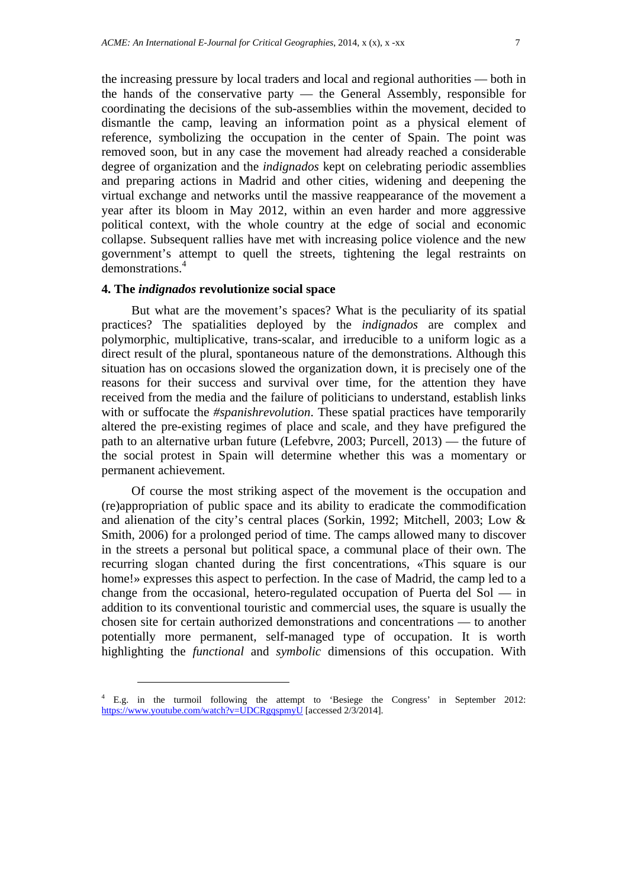the increasing pressure by local traders and local and regional authorities — both in the hands of the conservative party — the General Assembly, responsible for coordinating the decisions of the sub-assemblies within the movement, decided to dismantle the camp, leaving an information point as a physical element of reference, symbolizing the occupation in the center of Spain. The point was removed soon, but in any case the movement had already reached a considerable degree of organization and the *indignados* kept on celebrating periodic assemblies and preparing actions in Madrid and other cities, widening and deepening the virtual exchange and networks until the massive reappearance of the movement a year after its bloom in May 2012, within an even harder and more aggressive political context, with the whole country at the edge of social and economic collapse. Subsequent rallies have met with increasing police violence and the new government's attempt to quell the streets, tightening the legal restraints on demonstrations.[4]

### 4. The *indignados* revolutionize social space

But what are the movement's spaces? What is the peculiarity of its spatial practices? The spatialities deployed by the *indignados* are complex and polymorphic, multiplicative, trans-scalar, and irreducible to a uniform logic as a direct result of the plural, spontaneous nature of the demonstrations. Although this situation has on occasions slowed the organization down, it is precisely one of the reasons for their success and survival over time, for the attention they have received from the media and the failure of politicians to understand, establish links with or suffocate the *#spanishrevolution*. These spatial practices have temporarily altered the pre-existing regimes of place and scale, and they have prefigured the path to an alternative urban future (Lefebvre, 2003; Purcell, 2013) — the future of the social protest in Spain will determine whether this was a momentary or permanent achievement.

Of course the most striking aspect of the movement is the occupation and (re)appropriation of public space and its ability to eradicate the commodification and alienation of the city's central places (Sorkin, 1992; Mitchell, 2003; Low & Smith, 2006) for a prolonged period of time. The camps allowed many to discover in the streets a personal but political space, a communal place of their own. The recurring slogan chanted during the first concentrations, «This square is our home!» expresses this aspect to perfection. In the case of Madrid, the camp led to a change from the occasional, hetero-regulated occupation of Puerta del Sol — in addition to its conventional touristic and commercial uses, the square is usually the chosen site for certain authorized demonstrations and concentrations — to another potentially more permanent, self-managed type of occupation. It is worth highlighting the *functional* and *symbolic* dimensions of this occupation. With

---

[4] E.g. in the turmoil following the attempt to 'Besiege the Congress' in September 2012: https://www.youtube.com/watch?v=UDCRgqspmyU [accessed 2/3/2014].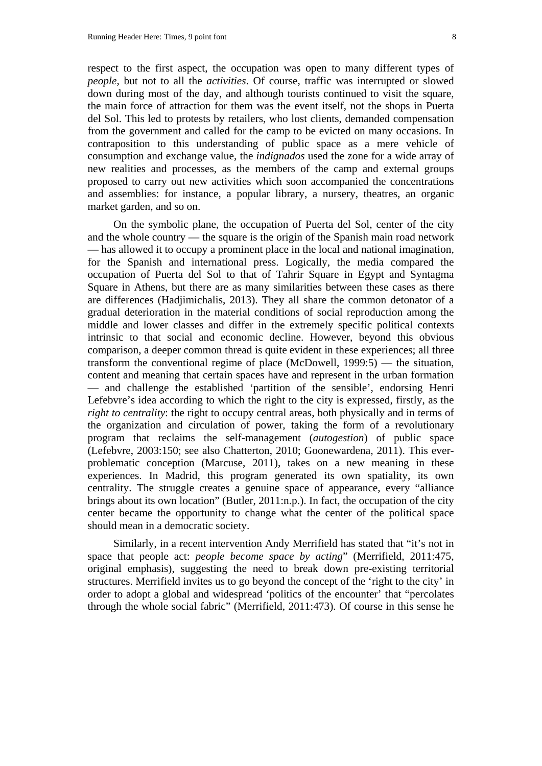respect to the first aspect, the occupation was open to many different types of *people*, but not to all the *activities*. Of course, traffic was interrupted or slowed down during most of the day, and although tourists continued to visit the square, the main force of attraction for them was the event itself, not the shops in Puerta del Sol. This led to protests by retailers, who lost clients, demanded compensation from the government and called for the camp to be evicted on many occasions. In contraposition to this understanding of public space as a mere vehicle of consumption and exchange value, the *indignados* used the zone for a wide array of new realities and processes, as the members of the camp and external groups proposed to carry out new activities which soon accompanied the concentrations and assemblies: for instance, a popular library, a nursery, theatres, an organic market garden, and so on.

On the symbolic plane, the occupation of Puerta del Sol, center of the city and the whole country — the square is the origin of the Spanish main road network — has allowed it to occupy a prominent place in the local and national imagination, for the Spanish and international press. Logically, the media compared the occupation of Puerta del Sol to that of Tahrir Square in Egypt and Syntagma Square in Athens, but there are as many similarities between these cases as there are differences (Hadjimichalis, 2013). They all share the common detonator of a gradual deterioration in the material conditions of social reproduction among the middle and lower classes and differ in the extremely specific political contexts intrinsic to that social and economic decline. However, beyond this obvious comparison, a deeper common thread is quite evident in these experiences; all three transform the conventional regime of place (McDowell, 1999:5) — the situation, content and meaning that certain spaces have and represent in the urban formation — and challenge the established 'partition of the sensible', endorsing Henri Lefebvre's idea according to which the right to the city is expressed, firstly, as the *right to centrality*: the right to occupy central areas, both physically and in terms of the organization and circulation of power, taking the form of a revolutionary program that reclaims the self-management (*autogestion*) of public space (Lefebvre, 2003:150; see also Chatterton, 2010; Goonewardena, 2011). This ever-problematic conception (Marcuse, 2011), takes on a new meaning in these experiences. In Madrid, this program generated its own spatiality, its own centrality. The struggle creates a genuine space of appearance, every "alliance brings about its own location" (Butler, 2011:n.p.). In fact, the occupation of the city center became the opportunity to change what the center of the political space should mean in a democratic society.

Similarly, in a recent intervention Andy Merrifield has stated that "it's not in space that people act: *people become space by acting*" (Merrifield, 2011:475, original emphasis), suggesting the need to break down pre-existing territorial structures. Merrifield invites us to go beyond the concept of the 'right to the city' in order to adopt a global and widespread 'politics of the encounter' that "percolates through the whole social fabric" (Merrifield, 2011:473). Of course in this sense he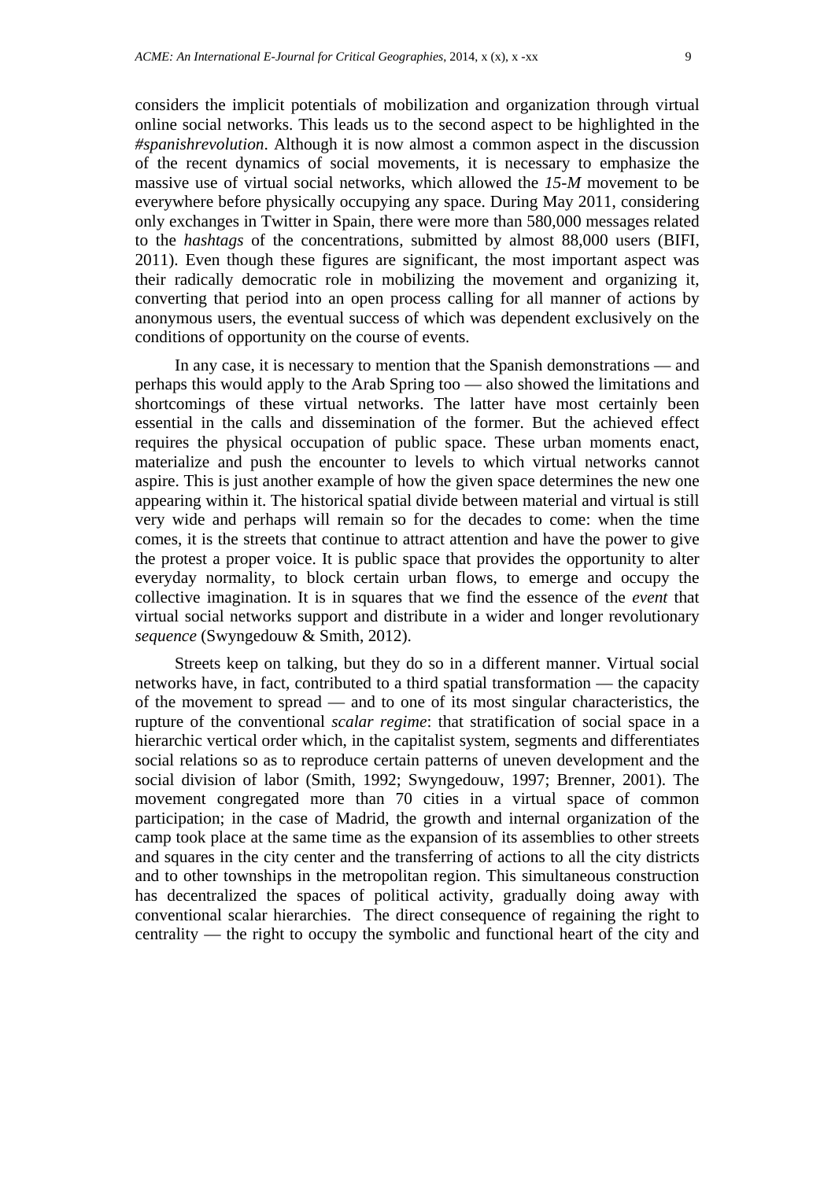considers the implicit potentials of mobilization and organization through virtual online social networks. This leads us to the second aspect to be highlighted in the *#spanishrevolution*. Although it is now almost a common aspect in the discussion of the recent dynamics of social movements, it is necessary to emphasize the massive use of virtual social networks, which allowed the *15-M* movement to be everywhere before physically occupying any space. During May 2011, considering only exchanges in Twitter in Spain, there were more than 580,000 messages related to the *hashtags* of the concentrations, submitted by almost 88,000 users (BIFI, 2011). Even though these figures are significant, the most important aspect was their radically democratic role in mobilizing the movement and organizing it, converting that period into an open process calling for all manner of actions by anonymous users, the eventual success of which was dependent exclusively on the conditions of opportunity on the course of events.

In any case, it is necessary to mention that the Spanish demonstrations — and perhaps this would apply to the Arab Spring too — also showed the limitations and shortcomings of these virtual networks. The latter have most certainly been essential in the calls and dissemination of the former. But the achieved effect requires the physical occupation of public space. These urban moments enact, materialize and push the encounter to levels to which virtual networks cannot aspire. This is just another example of how the given space determines the new one appearing within it. The historical spatial divide between material and virtual is still very wide and perhaps will remain so for the decades to come: when the time comes, it is the streets that continue to attract attention and have the power to give the protest a proper voice. It is public space that provides the opportunity to alter everyday normality, to block certain urban flows, to emerge and occupy the collective imagination. It is in squares that we find the essence of the *event* that virtual social networks support and distribute in a wider and longer revolutionary *sequence* (Swyngedouw & Smith, 2012).

Streets keep on talking, but they do so in a different manner. Virtual social networks have, in fact, contributed to a third spatial transformation — the capacity of the movement to spread — and to one of its most singular characteristics, the rupture of the conventional *scalar regime*: that stratification of social space in a hierarchic vertical order which, in the capitalist system, segments and differentiates social relations so as to reproduce certain patterns of uneven development and the social division of labor (Smith, 1992; Swyngedouw, 1997; Brenner, 2001). The movement congregated more than 70 cities in a virtual space of common participation; in the case of Madrid, the growth and internal organization of the camp took place at the same time as the expansion of its assemblies to other streets and squares in the city center and the transferring of actions to all the city districts and to other townships in the metropolitan region. This simultaneous construction has decentralized the spaces of political activity, gradually doing away with conventional scalar hierarchies. The direct consequence of regaining the right to centrality — the right to occupy the symbolic and functional heart of the city and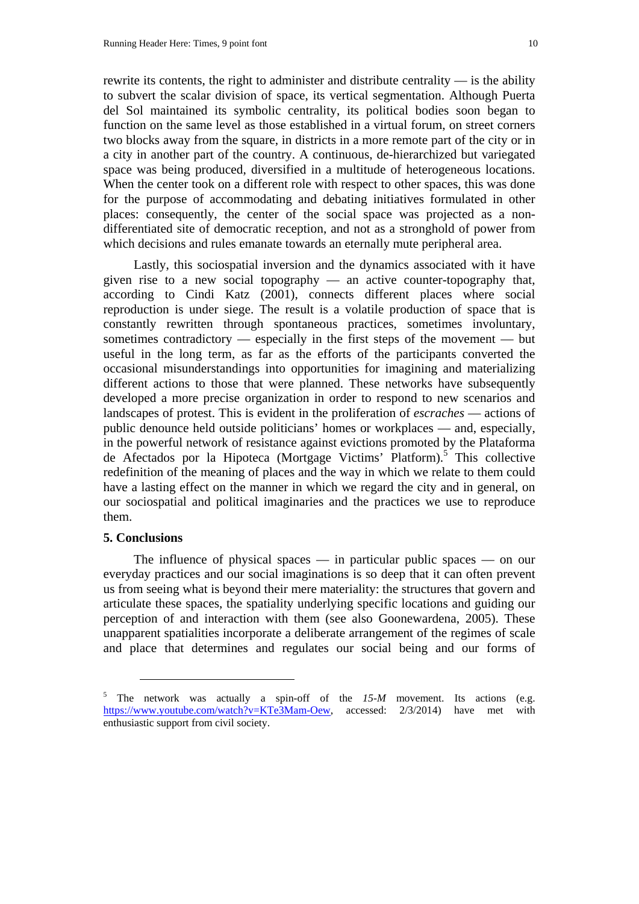rewrite its contents, the right to administer and distribute centrality — is the ability to subvert the scalar division of space, its vertical segmentation. Although Puerta del Sol maintained its symbolic centrality, its political bodies soon began to function on the same level as those established in a virtual forum, on street corners two blocks away from the square, in districts in a more remote part of the city or in a city in another part of the country. A continuous, de-hierarchized but variegated space was being produced, diversified in a multitude of heterogeneous locations. When the center took on a different role with respect to other spaces, this was done for the purpose of accommodating and debating initiatives formulated in other places: consequently, the center of the social space was projected as a non-differentiated site of democratic reception, and not as a stronghold of power from which decisions and rules emanate towards an eternally mute peripheral area.

Lastly, this sociospatial inversion and the dynamics associated with it have given rise to a new social topography — an active counter-topography that, according to Cindi Katz (2001), connects different places where social reproduction is under siege. The result is a volatile production of space that is constantly rewritten through spontaneous practices, sometimes involuntary, sometimes contradictory — especially in the first steps of the movement — but useful in the long term, as far as the efforts of the participants converted the occasional misunderstandings into opportunities for imagining and materializing different actions to those that were planned. These networks have subsequently developed a more precise organization in order to respond to new scenarios and landscapes of protest. This is evident in the proliferation of *escraches* — actions of public denounce held outside politicians' homes or workplaces — and, especially, in the powerful network of resistance against evictions promoted by the Plataforma de Afectados por la Hipoteca (Mortgage Victims' Platform).[5] This collective redefinition of the meaning of places and the way in which we relate to them could have a lasting effect on the manner in which we regard the city and in general, on our sociospatial and political imaginaries and the practices we use to reproduce them.

## 5. Conclusions

The influence of physical spaces — in particular public spaces — on our everyday practices and our social imaginations is so deep that it can often prevent us from seeing what is beyond their mere materiality: the structures that govern and articulate these spaces, the spatiality underlying specific locations and guiding our perception of and interaction with them (see also Goonewardena, 2005). These unapparent spatialities incorporate a deliberate arrangement of the regimes of scale and place that determines and regulates our social being and our forms of

---

[5] The network was actually a spin-off of the *15-M* movement. Its actions (e.g. https://www.youtube.com/watch?v=KTe3Mam-Oew, accessed: 2/3/2014) have met with enthusiastic support from civil society.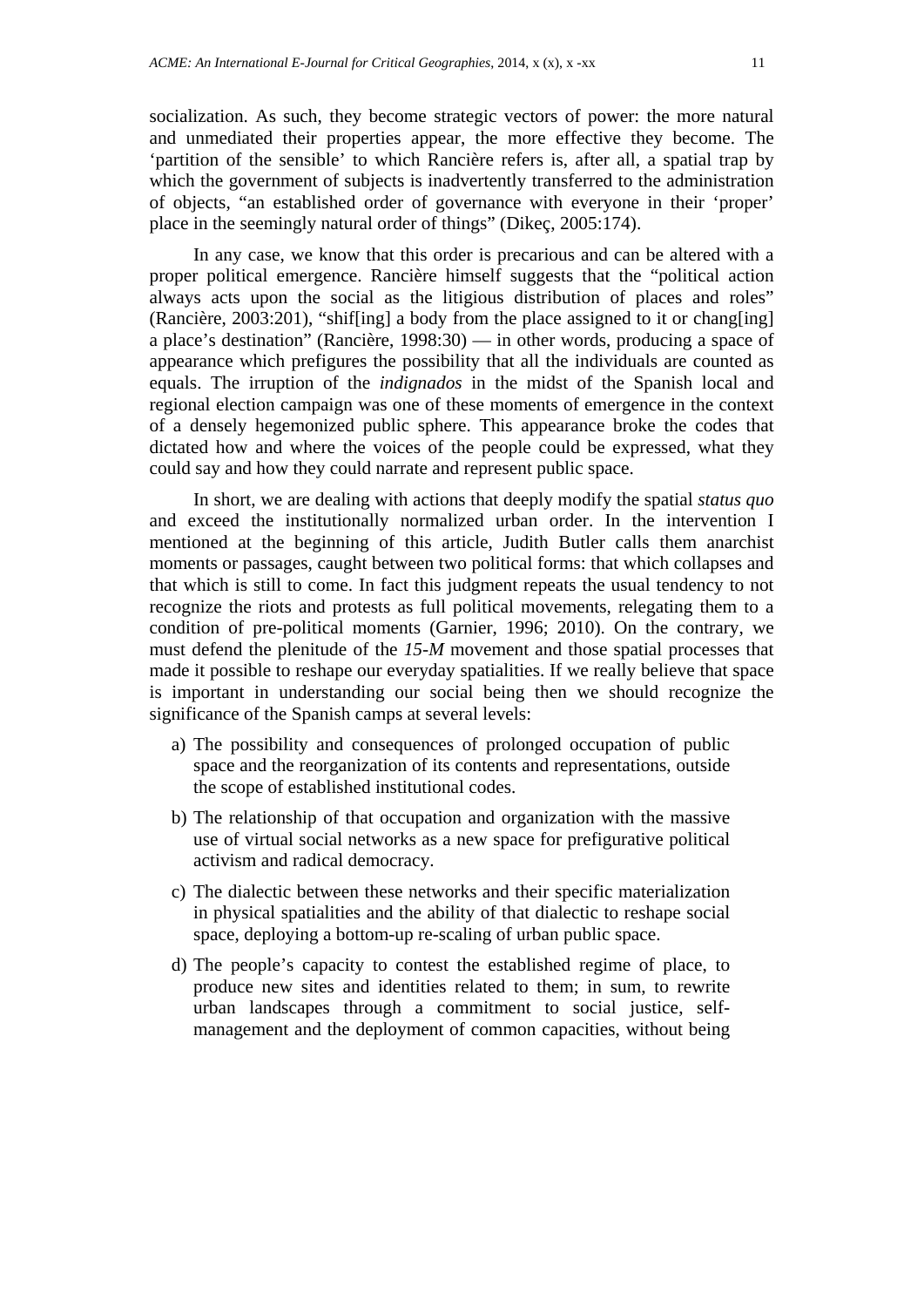socialization. As such, they become strategic vectors of power: the more natural and unmediated their properties appear, the more effective they become. The 'partition of the sensible' to which Rancière refers is, after all, a spatial trap by which the government of subjects is inadvertently transferred to the administration of objects, "an established order of governance with everyone in their 'proper' place in the seemingly natural order of things" (Dikeç, 2005:174).

In any case, we know that this order is precarious and can be altered with a proper political emergence. Rancière himself suggests that the "political action always acts upon the social as the litigious distribution of places and roles" (Rancière, 2003:201), "shif[ing] a body from the place assigned to it or chang[ing] a place's destination" (Rancière, 1998:30) — in other words, producing a space of appearance which prefigures the possibility that all the individuals are counted as equals. The irruption of the *indignados* in the midst of the Spanish local and regional election campaign was one of these moments of emergence in the context of a densely hegemonized public sphere. This appearance broke the codes that dictated how and where the voices of the people could be expressed, what they could say and how they could narrate and represent public space.

In short, we are dealing with actions that deeply modify the spatial *status quo* and exceed the institutionally normalized urban order. In the intervention I mentioned at the beginning of this article, Judith Butler calls them anarchist moments or passages, caught between two political forms: that which collapses and that which is still to come. In fact this judgment repeats the usual tendency to not recognize the riots and protests as full political movements, relegating them to a condition of pre-political moments (Garnier, 1996; 2010). On the contrary, we must defend the plenitude of the *15-M* movement and those spatial processes that made it possible to reshape our everyday spatialities. If we really believe that space is important in understanding our social being then we should recognize the significance of the Spanish camps at several levels:

a) The possibility and consequences of prolonged occupation of public space and the reorganization of its contents and representations, outside the scope of established institutional codes.

b) The relationship of that occupation and organization with the massive use of virtual social networks as a new space for prefigurative political activism and radical democracy.

c) The dialectic between these networks and their specific materialization in physical spatialities and the ability of that dialectic to reshape social space, deploying a bottom-up re-scaling of urban public space.

d) The people's capacity to contest the established regime of place, to produce new sites and identities related to them; in sum, to rewrite urban landscapes through a commitment to social justice, self-management and the deployment of common capacities, without being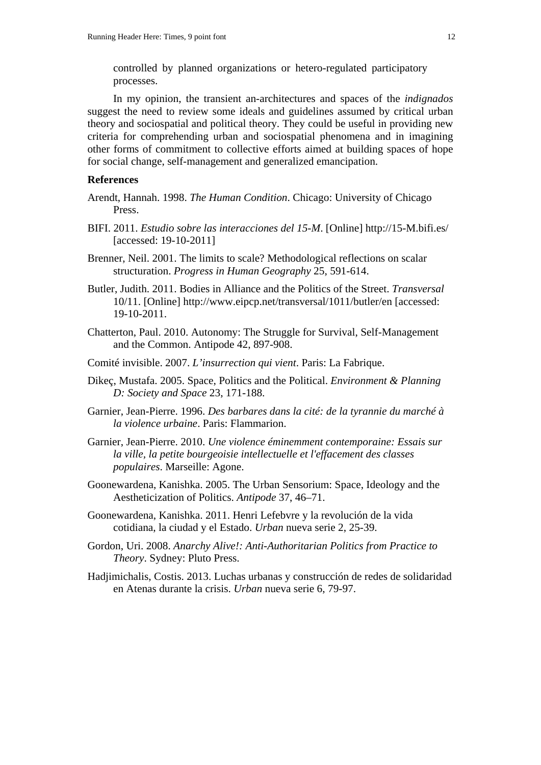controlled by planned organizations or hetero-regulated participatory processes.

In my opinion, the transient an-architectures and spaces of the *indignados* suggest the need to review some ideals and guidelines assumed by critical urban theory and sociospatial and political theory. They could be useful in providing new criteria for comprehending urban and sociospatial phenomena and in imagining other forms of commitment to collective efforts aimed at building spaces of hope for social change, self-management and generalized emancipation.

**References**

Arendt, Hannah. 1998. *The Human Condition*. Chicago: University of Chicago Press.

BIFI. 2011. *Estudio sobre las interacciones del 15-M*. [Online] http://15-M.bifi.es/ [accessed: 19-10-2011]

Brenner, Neil. 2001. The limits to scale? Methodological reflections on scalar structuration. *Progress in Human Geography* 25, 591-614.

Butler, Judith. 2011. Bodies in Alliance and the Politics of the Street. *Transversal* 10/11. [Online] http://www.eipcp.net/transversal/1011/butler/en [accessed: 19-10-2011.

Chatterton, Paul. 2010. Autonomy: The Struggle for Survival, Self-Management and the Common. Antipode 42, 897-908.

Comité invisible. 2007. *L'insurrection qui vient*. Paris: La Fabrique.

Dikeç, Mustafa. 2005. Space, Politics and the Political. *Environment & Planning D: Society and Space* 23, 171-188.

Garnier, Jean-Pierre. 1996. *Des barbares dans la cité: de la tyrannie du marché à la violence urbaine*. Paris: Flammarion.

Garnier, Jean-Pierre. 2010. *Une violence éminemment contemporaine: Essais sur la ville, la petite bourgeoisie intellectuelle et l'effacement des classes populaires*. Marseille: Agone.

Goonewardena, Kanishka. 2005. The Urban Sensorium: Space, Ideology and the Aestheticization of Politics. *Antipode* 37, 46–71.

Goonewardena, Kanishka. 2011. Henri Lefebvre y la revolución de la vida cotidiana, la ciudad y el Estado. *Urban* nueva serie 2, 25-39.

Gordon, Uri. 2008. *Anarchy Alive!: Anti-Authoritarian Politics from Practice to Theory*. Sydney: Pluto Press.

Hadjimichalis, Costis. 2013. Luchas urbanas y construcción de redes de solidaridad en Atenas durante la crisis. *Urban* nueva serie 6, 79-97.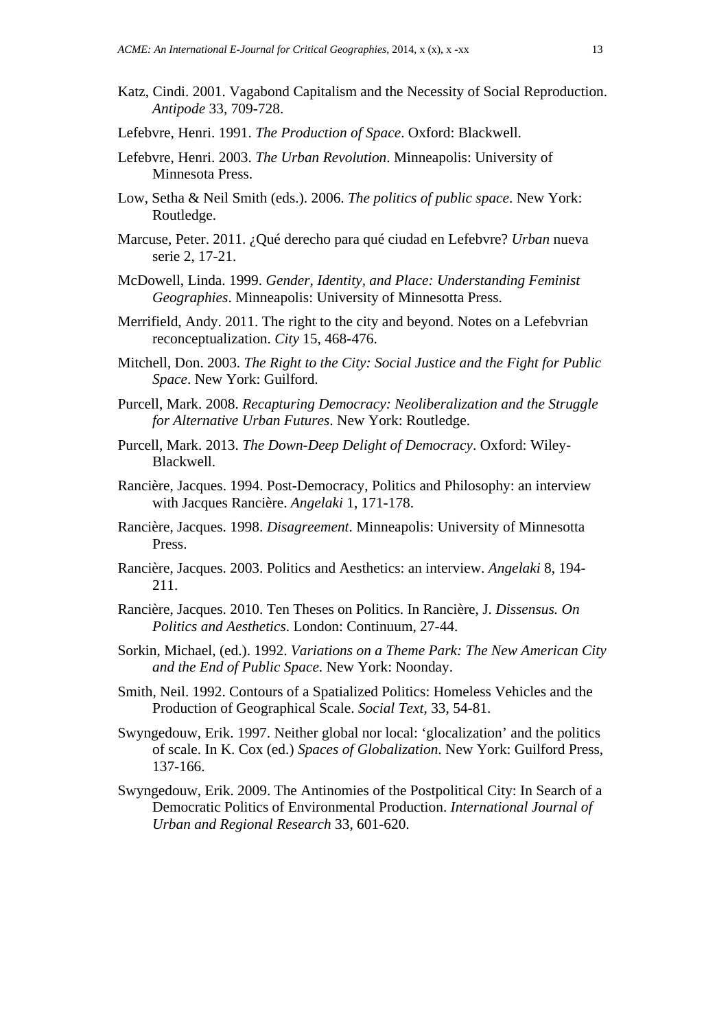Katz, Cindi. 2001. Vagabond Capitalism and the Necessity of Social Reproduction. *Antipode* 33, 709-728.

Lefebvre, Henri. 1991. *The Production of Space*. Oxford: Blackwell.

Lefebvre, Henri. 2003. *The Urban Revolution*. Minneapolis: University of Minnesota Press.

Low, Setha & Neil Smith (eds.). 2006. *The politics of public space*. New York: Routledge.

Marcuse, Peter. 2011. ¿Qué derecho para qué ciudad en Lefebvre? *Urban* nueva serie 2, 17-21.

McDowell, Linda. 1999. *Gender, Identity, and Place: Understanding Feminist Geographies*. Minneapolis: University of Minnesotta Press.

Merrifield, Andy. 2011. The right to the city and beyond. Notes on a Lefebvrian reconceptualization. *City* 15, 468-476.

Mitchell, Don. 2003. *The Right to the City: Social Justice and the Fight for Public Space*. New York: Guilford.

Purcell, Mark. 2008. *Recapturing Democracy: Neoliberalization and the Struggle for Alternative Urban Futures*. New York: Routledge.

Purcell, Mark. 2013. *The Down-Deep Delight of Democracy*. Oxford: Wiley-Blackwell.

Rancière, Jacques. 1994. Post-Democracy, Politics and Philosophy: an interview with Jacques Rancière. *Angelaki* 1, 171-178.

Rancière, Jacques. 1998. *Disagreement*. Minneapolis: University of Minnesotta Press.

Rancière, Jacques. 2003. Politics and Aesthetics: an interview. *Angelaki* 8, 194-211.

Rancière, Jacques. 2010. Ten Theses on Politics. In Rancière, J. *Dissensus. On Politics and Aesthetics*. London: Continuum, 27-44.

Sorkin, Michael, (ed.). 1992. *Variations on a Theme Park: The New American City and the End of Public Space*. New York: Noonday.

Smith, Neil. 1992. Contours of a Spatialized Politics: Homeless Vehicles and the Production of Geographical Scale. *Social Text*, 33, 54-81.

Swyngedouw, Erik. 1997. Neither global nor local: 'glocalization' and the politics of scale. In K. Cox (ed.) *Spaces of Globalization*. New York: Guilford Press, 137-166.

Swyngedouw, Erik. 2009. The Antinomies of the Postpolitical City: In Search of a Democratic Politics of Environmental Production. *International Journal of Urban and Regional Research* 33, 601-620.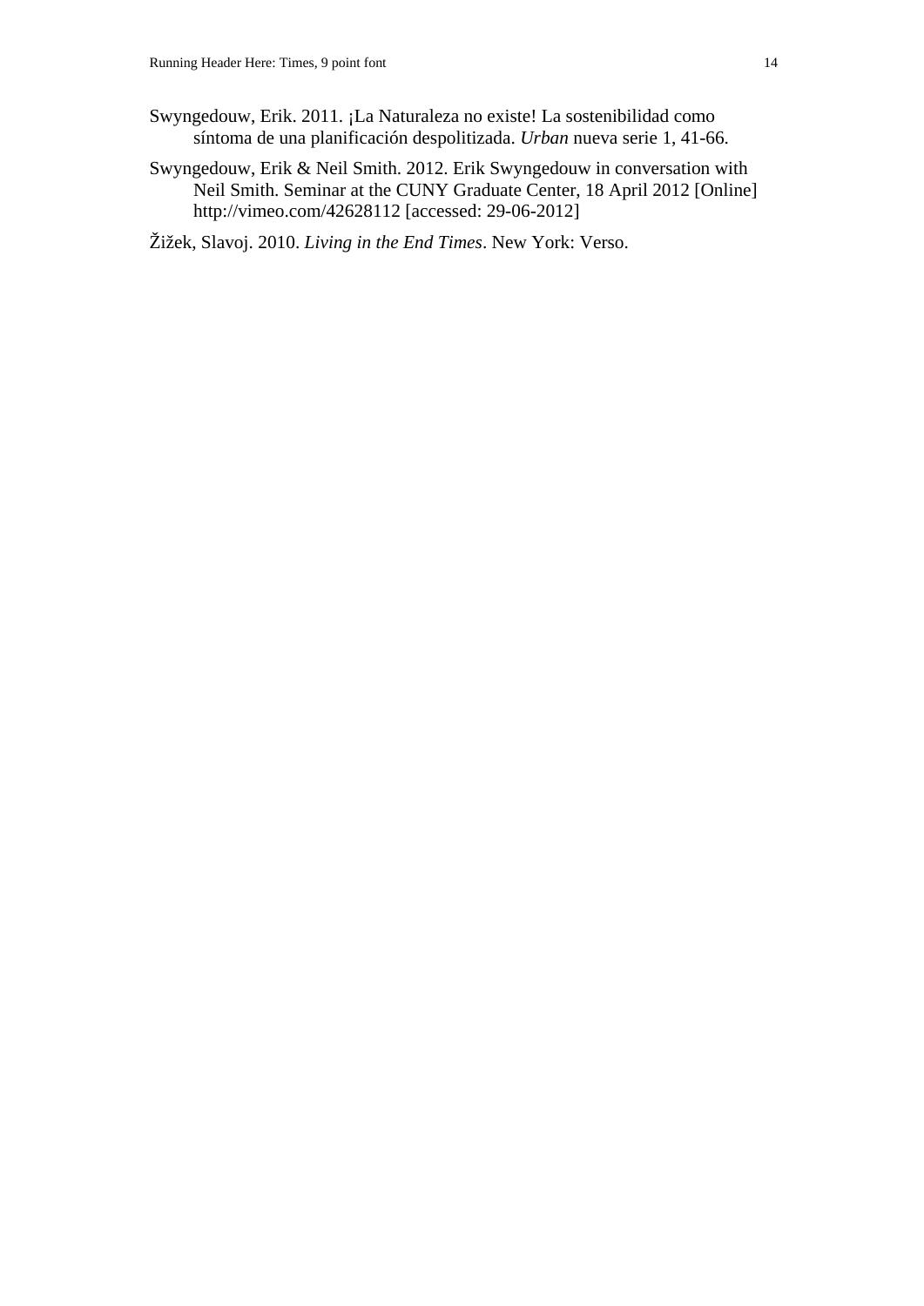Swyngedouw, Erik. 2011. ¡La Naturaleza no existe! La sostenibilidad como síntoma de una planificación despolitizada. *Urban* nueva serie 1, 41-66.

Swyngedouw, Erik & Neil Smith. 2012. Erik Swyngedouw in conversation with Neil Smith. Seminar at the CUNY Graduate Center, 18 April 2012 [Online] http://vimeo.com/42628112 [accessed: 29-06-2012]

Žižek, Slavoj. 2010. *Living in the End Times*. New York: Verso.